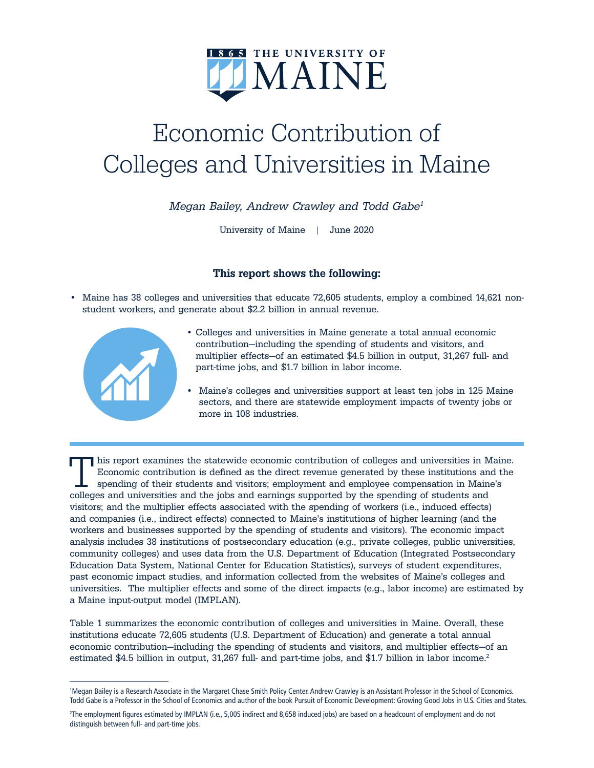# Economic Contribution of Colleges and Universities in Maine

*Megan Bailey, Andrew Crawley and Todd Gabe*[1]

University of Maine | June 2020

**This report shows the following:**

- Maine has 38 colleges and universities that educate 72,605 students, employ a combined 14,621 non-student workers, and generate about $2.2 billion in annual revenue.
- Colleges and universities in Maine generate a total annual economic contribution—including the spending of students and visitors, and multiplier effects—of an estimated $4.5 billion in output, 31,267 full- and part-time jobs, and $1.7 billion in labor income.
- Maine's colleges and universities support at least ten jobs in 125 Maine sectors, and there are statewide employment impacts of twenty jobs or more in 108 industries.

This report examines the statewide economic contribution of colleges and universities in Maine. Economic contribution is defined as the direct revenue generated by these institutions and the spending of their students and visitors; employment and employee compensation in Maine's colleges and universities and the jobs and earnings supported by the spending of students and visitors; and the multiplier effects associated with the spending of workers (i.e., induced effects) and companies (i.e., indirect effects) connected to Maine's institutions of higher learning (and the workers and businesses supported by the spending of students and visitors). The economic impact analysis includes 38 institutions of postsecondary education (e.g., private colleges, public universities, community colleges) and uses data from the U.S. Department of Education (Integrated Postsecondary Education Data System, National Center for Education Statistics), surveys of student expenditures, past economic impact studies, and information collected from the websites of Maine's colleges and universities. The multiplier effects and some of the direct impacts (e.g., labor income) are estimated by a Maine input-output model (IMPLAN).

Table 1 summarizes the economic contribution of colleges and universities in Maine. Overall, these institutions educate 72,605 students (U.S. Department of Education) and generate a total annual economic contribution—including the spending of students and visitors, and multiplier effects—of an estimated $4.5 billion in output, 31,267 full- and part-time jobs, and $1.7 billion in labor income.[2]

---

[1] Megan Bailey is a Research Associate in the Margaret Chase Smith Policy Center. Andrew Crawley is an Assistant Professor in the School of Economics. Todd Gabe is a Professor in the School of Economics and author of the book Pursuit of Economic Development: Growing Good Jobs in U.S. Cities and States.

[2] The employment figures estimated by IMPLAN (i.e., 5,005 indirect and 8,658 induced jobs) are based on a headcount of employment and do not distinguish between full- and part-time jobs.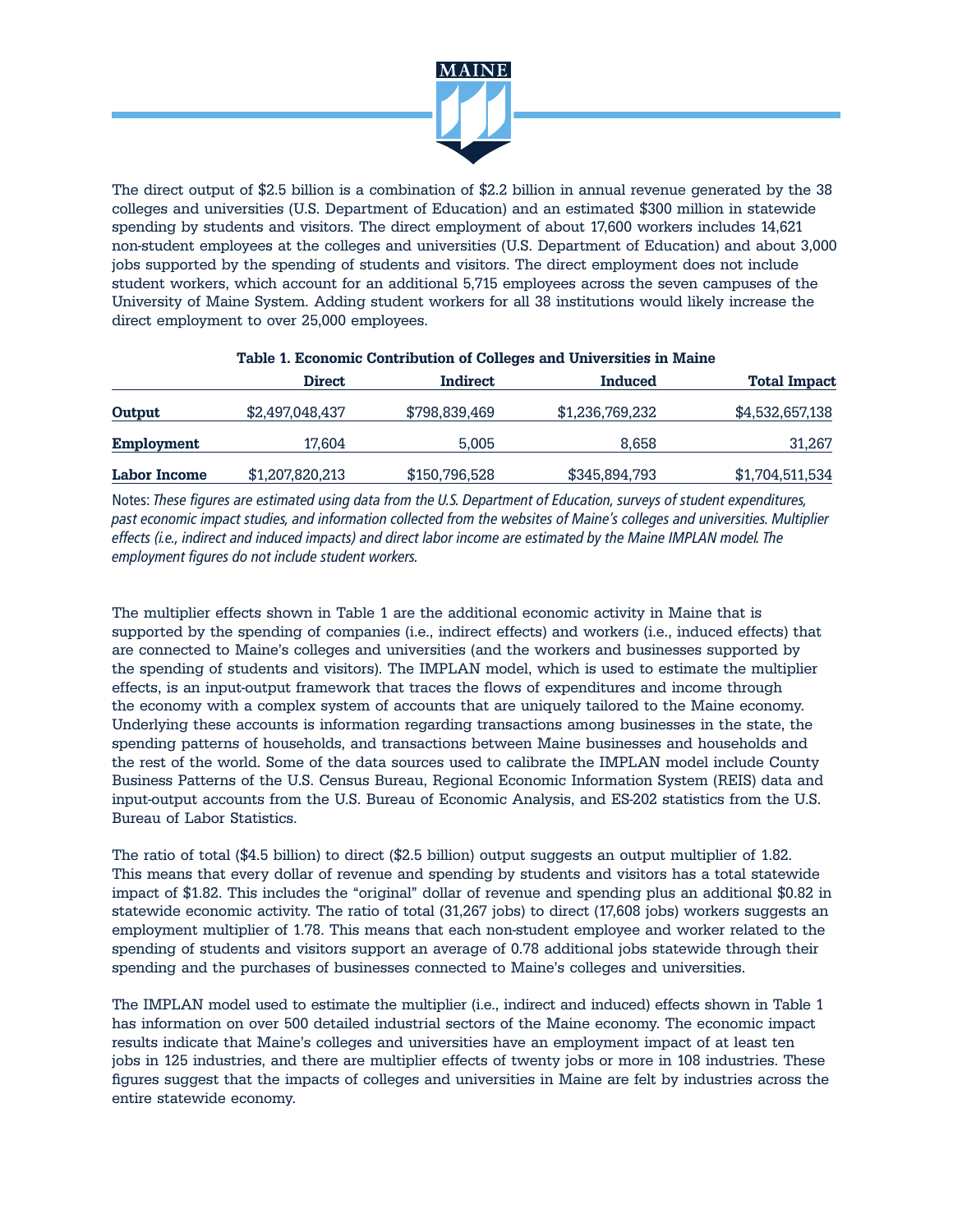The direct output of $2.5 billion is a combination of $2.2 billion in annual revenue generated by the 38 colleges and universities (U.S. Department of Education) and an estimated $300 million in statewide spending by students and visitors. The direct employment of about 17,600 workers includes 14,621 non-student employees at the colleges and universities (U.S. Department of Education) and about 3,000 jobs supported by the spending of students and visitors. The direct employment does not include student workers, which account for an additional 5,715 employees across the seven campuses of the University of Maine System. Adding student workers for all 38 institutions would likely increase the direct employment to over 25,000 employees.

**Table 1. Economic Contribution of Colleges and Universities in Maine**

| | Direct | Indirect | Induced | Total Impact |
|---|---|---|---|---|
| **Output** | $2,497,048,437 | $798,839,469 | $1,236,769,232 | $4,532,657,138 |
| **Employment** | 17,604 | 5,005 | 8,658 | 31,267 |
| **Labor Income** | $1,207,820,213 | $150,796,528 | $345,894,793 | $1,704,511,534 |

Notes: *These figures are estimated using data from the U.S. Department of Education, surveys of student expenditures, past economic impact studies, and information collected from the websites of Maine's colleges and universities. Multiplier effects (i.e., indirect and induced impacts) and direct labor income are estimated by the Maine IMPLAN model. The employment figures do not include student workers.*

The multiplier effects shown in Table 1 are the additional economic activity in Maine that is supported by the spending of companies (i.e., indirect effects) and workers (i.e., induced effects) that are connected to Maine's colleges and universities (and the workers and businesses supported by the spending of students and visitors). The IMPLAN model, which is used to estimate the multiplier effects, is an input-output framework that traces the flows of expenditures and income through the economy with a complex system of accounts that are uniquely tailored to the Maine economy. Underlying these accounts is information regarding transactions among businesses in the state, the spending patterns of households, and transactions between Maine businesses and households and the rest of the world. Some of the data sources used to calibrate the IMPLAN model include County Business Patterns of the U.S. Census Bureau, Regional Economic Information System (REIS) data and input-output accounts from the U.S. Bureau of Economic Analysis, and ES-202 statistics from the U.S. Bureau of Labor Statistics.

The ratio of total ($4.5 billion) to direct ($2.5 billion) output suggests an output multiplier of 1.82. This means that every dollar of revenue and spending by students and visitors has a total statewide impact of $1.82. This includes the "original" dollar of revenue and spending plus an additional $0.82 in statewide economic activity. The ratio of total (31,267 jobs) to direct (17,608 jobs) workers suggests an employment multiplier of 1.78. This means that each non-student employee and worker related to the spending of students and visitors support an average of 0.78 additional jobs statewide through their spending and the purchases of businesses connected to Maine's colleges and universities.

The IMPLAN model used to estimate the multiplier (i.e., indirect and induced) effects shown in Table 1 has information on over 500 detailed industrial sectors of the Maine economy. The economic impact results indicate that Maine's colleges and universities have an employment impact of at least ten jobs in 125 industries, and there are multiplier effects of twenty jobs or more in 108 industries. These figures suggest that the impacts of colleges and universities in Maine are felt by industries across the entire statewide economy.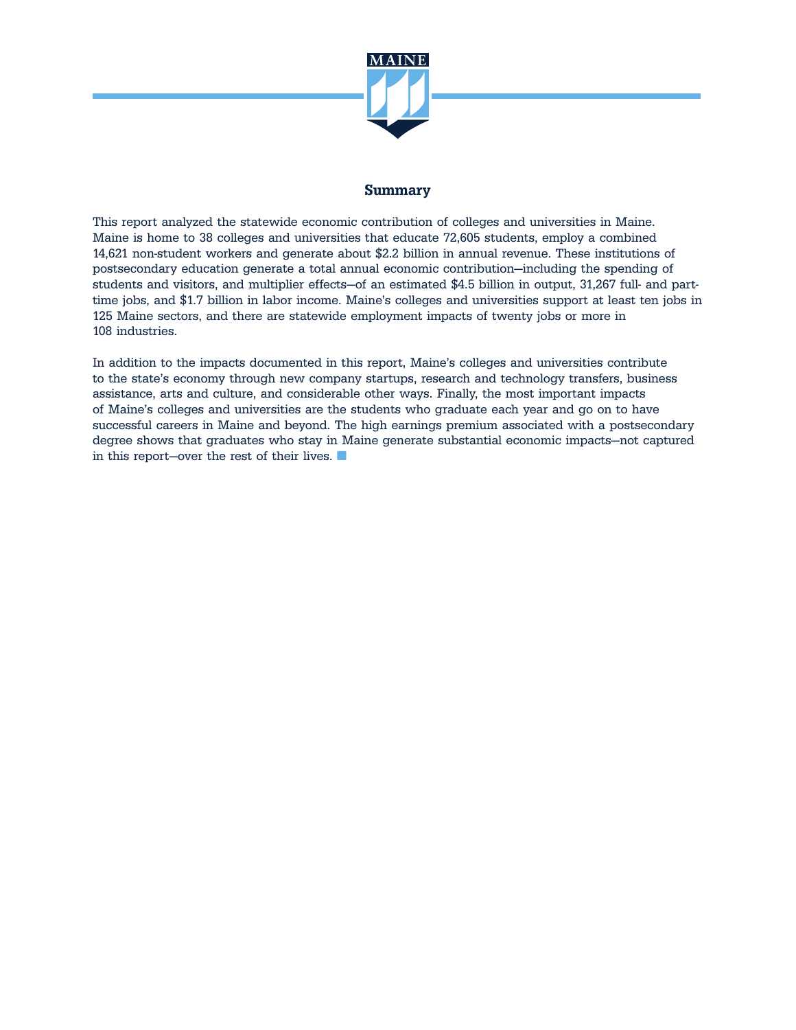## Summary

This report analyzed the statewide economic contribution of colleges and universities in Maine. Maine is home to 38 colleges and universities that educate 72,605 students, employ a combined 14,621 non-student workers and generate about $2.2 billion in annual revenue. These institutions of postsecondary education generate a total annual economic contribution—including the spending of students and visitors, and multiplier effects—of an estimated $4.5 billion in output, 31,267 full- and part-time jobs, and $1.7 billion in labor income. Maine's colleges and universities support at least ten jobs in 125 Maine sectors, and there are statewide employment impacts of twenty jobs or more in 108 industries.

In addition to the impacts documented in this report, Maine's colleges and universities contribute to the state's economy through new company startups, research and technology transfers, business assistance, arts and culture, and considerable other ways. Finally, the most important impacts of Maine's colleges and universities are the students who graduate each year and go on to have successful careers in Maine and beyond. The high earnings premium associated with a postsecondary degree shows that graduates who stay in Maine generate substantial economic impacts—not captured in this report—over the rest of their lives.